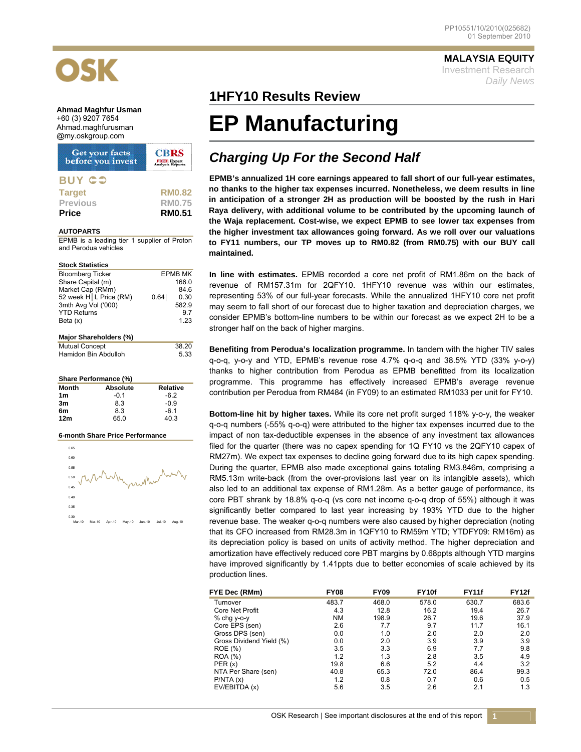PP10551/10/2010(025682)
01 September 2010

**MALAYSIA EQUITY**
Investment Research
*Daily News*

**Ahmad Maghfur Usman**
+60 (3) 9207 7654
Ahmad.maghfurusman@my.oskgroup.com

**BUY**

| | |
|---|---|
| Target | RM0.82 |
| Previous | RM0.75 |
| **Price** | **RM0.51** |

**AUTOPARTS**

EPMB is a leading tier 1 supplier of Proton and Perodua vehicles

**Stock Statistics**

| | |
|---|---|
| Bloomberg Ticker | EPMB MK |
| Share Capital (m) | 166.0 |
| Market Cap (RMm) | 84.6 |
| 52 week H│L Price (RM) | 0.64│ 0.30 |
| 3mth Avg Vol ('000) | 582.9 |
| YTD Returns | 9.7 |
| Beta (x) | 1.23 |

**Major Shareholders (%)**

| | |
|---|---|
| Mutual Concept | 38.20 |
| Hamidon Bin Abdulloh | 5.33 |

**Share Performance (%)**

| Month | Absolute | Relative |
|---|---|---|
| 1m | -0.1 | -6.2 |
| 3m | 8.3 | -0.9 |
| 6m | 8.3 | -6.1 |
| 12m | 65.0 | 40.3 |

**6-month Share Price Performance**

## 1HFY10 Results Review

# EP Manufacturing

## *Charging Up For the Second Half*

**EPMB's annualized 1H core earnings appeared to fall short of our full-year estimates, no thanks to the higher tax expenses incurred. Nonetheless, we deem results in line in anticipation of a stronger 2H as production will be boosted by the rush in Hari Raya delivery, with additional volume to be contributed by the upcoming launch of the Waja replacement. Cost-wise, we expect EPMB to see lower tax expenses from the higher investment tax allowances going forward. As we roll over our valuations to FY11 numbers, our TP moves up to RM0.82 (from RM0.75) with our BUY call maintained.**

**In line with estimates.** EPMB recorded a core net profit of RM1.86m on the back of revenue of RM157.31m for 2QFY10. 1HFY10 revenue was within our estimates, representing 53% of our full-year forecasts. While the annualized 1HFY10 core net profit may seem to fall short of our forecast due to higher taxation and depreciation charges, we consider EPMB's bottom-line numbers to be within our forecast as we expect 2H to be a stronger half on the back of higher margins.

**Benefiting from Perodua's localization programme.** In tandem with the higher TIV sales q-o-q, y-o-y and YTD, EPMB's revenue rose 4.7% q-o-q and 38.5% YTD (33% y-o-y) thanks to higher contribution from Perodua as EPMB benefitted from its localization programme. This programme has effectively increased EPMB's average revenue contribution per Perodua from RM484 (in FY09) to an estimated RM1033 per unit for FY10.

**Bottom-line hit by higher taxes.** While its core net profit surged 118% y-o-y, the weaker q-o-q numbers (-55% q-o-q) were attributed to the higher tax expenses incurred due to the impact of non tax-deductible expenses in the absence of any investment tax allowances filed for the quarter (there was no capex spending for 1Q FY10 vs the 2QFY10 capex of RM27m). We expect tax expenses to decline going forward due to its high capex spending. During the quarter, EPMB also made exceptional gains totaling RM3.846m, comprising a RM5.13m write-back (from the over-provisions last year on its intangible assets), which also led to an additional tax expense of RM1.28m. As a better gauge of performance, its core PBT shrank by 18.8% q-o-q (vs core net income q-o-q drop of 55%) although it was significantly better compared to last year increasing by 193% YTD due to the higher revenue base. The weaker q-o-q numbers were also caused by higher depreciation (noting that its CFO increased from RM28.3m in 1QFY10 to RM59m YTD; YTDFY09: RM16m) as its depreciation policy is based on units of activity method. The higher depreciation and amortization have effectively reduced core PBT margins by 0.68ppts although YTD margins have improved significantly by 1.41ppts due to better economies of scale achieved by its production lines.

| FYE Dec (RMm) | FY08 | FY09 | FY10f | FY11f | FY12f |
|---|---|---|---|---|---|
| Turnover | 483.7 | 468.0 | 578.0 | 630.7 | 683.6 |
| Core Net Profit | 4.3 | 12.8 | 16.2 | 19.4 | 26.7 |
| % chg y-o-y | NM | 198.9 | 26.7 | 19.6 | 37.9 |
| Core EPS (sen) | 2.6 | 7.7 | 9.7 | 11.7 | 16.1 |
| Gross DPS (sen) | 0.0 | 1.0 | 2.0 | 2.0 | 2.0 |
| Gross Dividend Yield (%) | 0.0 | 2.0 | 3.9 | 3.9 | 3.9 |
| ROE (%) | 3.5 | 3.3 | 6.9 | 7.7 | 9.8 |
| ROA (%) | 1.2 | 1.3 | 2.8 | 3.5 | 4.9 |
| PER (x) | 19.8 | 6.6 | 5.2 | 4.4 | 3.2 |
| NTA Per Share (sen) | 40.8 | 65.3 | 72.0 | 86.4 | 99.3 |
| P/NTA (x) | 1.2 | 0.8 | 0.7 | 0.6 | 0.5 |
| EV/EBITDA (x) | 5.6 | 3.5 | 2.6 | 2.1 | 1.3 |

OSK Research | See important disclosures at the end of this report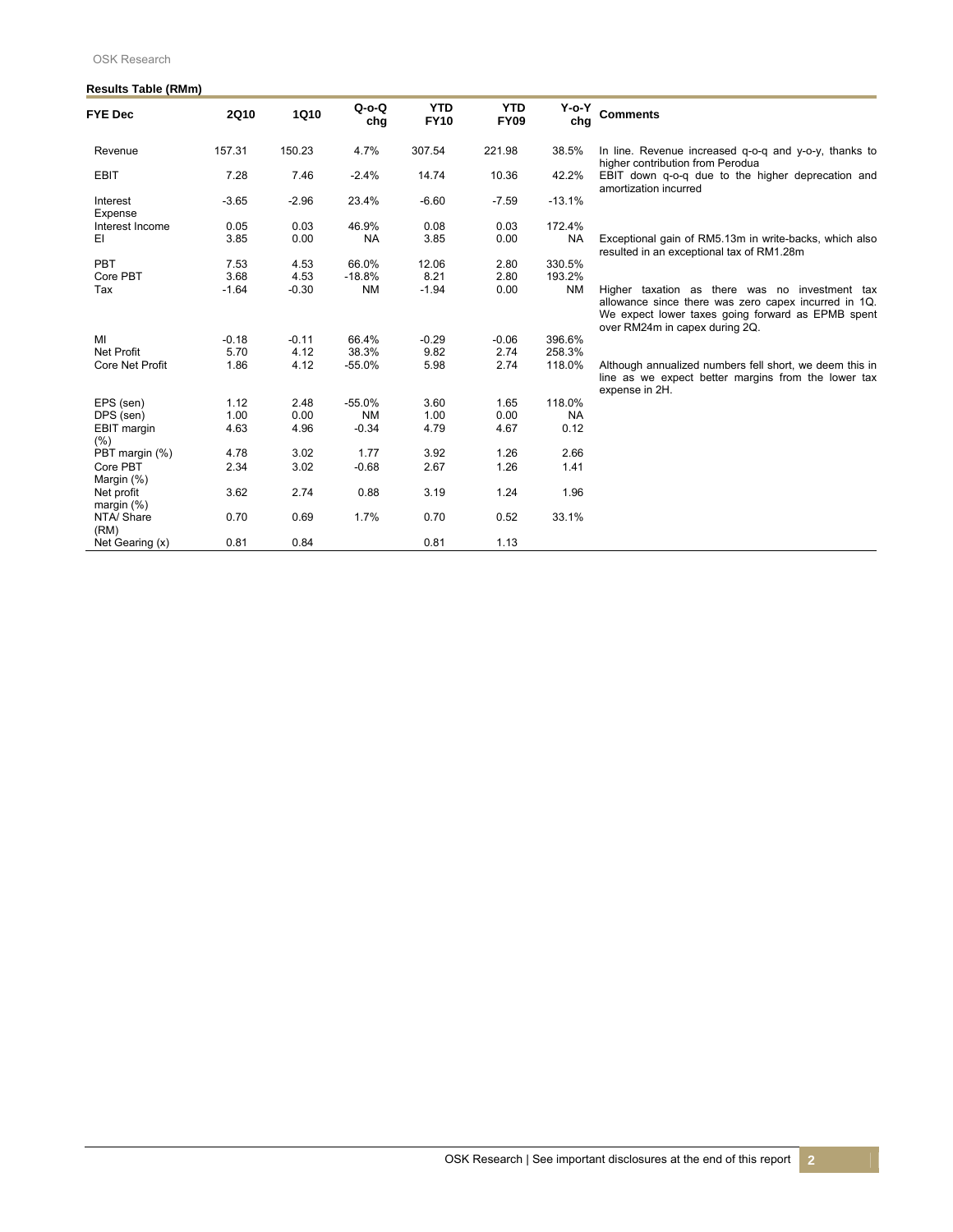**Results Table (RMm)**

| FYE Dec | 2Q10 | 1Q10 | Q-o-Q chg | YTD FY10 | YTD FY09 | Y-o-Y chg | Comments |
|---|---|---|---|---|---|---|---|
| Revenue | 157.31 | 150.23 | 4.7% | 307.54 | 221.98 | 38.5% | In line. Revenue increased q-o-q and y-o-y, thanks to higher contribution from Perodua |
| EBIT | 7.28 | 7.46 | -2.4% | 14.74 | 10.36 | 42.2% | EBIT down q-o-q due to the higher deprecation and amortization incurred |
| Interest Expense | -3.65 | -2.96 | 23.4% | -6.60 | -7.59 | -13.1% | |
| Interest Income | 0.05 | 0.03 | 46.9% | 0.08 | 0.03 | 172.4% | |
| EI | 3.85 | 0.00 | NA | 3.85 | 0.00 | NA | Exceptional gain of RM5.13m in write-backs, which also resulted in an exceptional tax of RM1.28m |
| PBT | 7.53 | 4.53 | 66.0% | 12.06 | 2.80 | 330.5% | |
| Core PBT | 3.68 | 4.53 | -18.8% | 8.21 | 2.80 | 193.2% | |
| Tax | -1.64 | -0.30 | NM | -1.94 | 0.00 | NM | Higher taxation as there was no investment tax allowance since there was zero capex incurred in 1Q. We expect lower taxes going forward as EPMB spent over RM24m in capex during 2Q. |
| MI | -0.18 | -0.11 | 66.4% | -0.29 | -0.06 | 396.6% | |
| Net Profit | 5.70 | 4.12 | 38.3% | 9.82 | 2.74 | 258.3% | |
| Core Net Profit | 1.86 | 4.12 | -55.0% | 5.98 | 2.74 | 118.0% | Although annualized numbers fell short, we deem this in line as we expect better margins from the lower tax expense in 2H. |
| EPS (sen) | 1.12 | 2.48 | -55.0% | 3.60 | 1.65 | 118.0% | |
| DPS (sen) | 1.00 | 0.00 | NM | 1.00 | 0.00 | NA | |
| EBIT margin (%) | 4.63 | 4.96 | -0.34 | 4.79 | 4.67 | 0.12 | |
| PBT margin (%) | 4.78 | 3.02 | 1.77 | 3.92 | 1.26 | 2.66 | |
| Core PBT Margin (%) | 2.34 | 3.02 | -0.68 | 2.67 | 1.26 | 1.41 | |
| Net profit margin (%) | 3.62 | 2.74 | 0.88 | 3.19 | 1.24 | 1.96 | |
| NTA/ Share (RM) | 0.70 | 0.69 | 1.7% | 0.70 | 0.52 | 33.1% | |
| Net Gearing (x) | 0.81 | 0.84 | | 0.81 | 1.13 | | |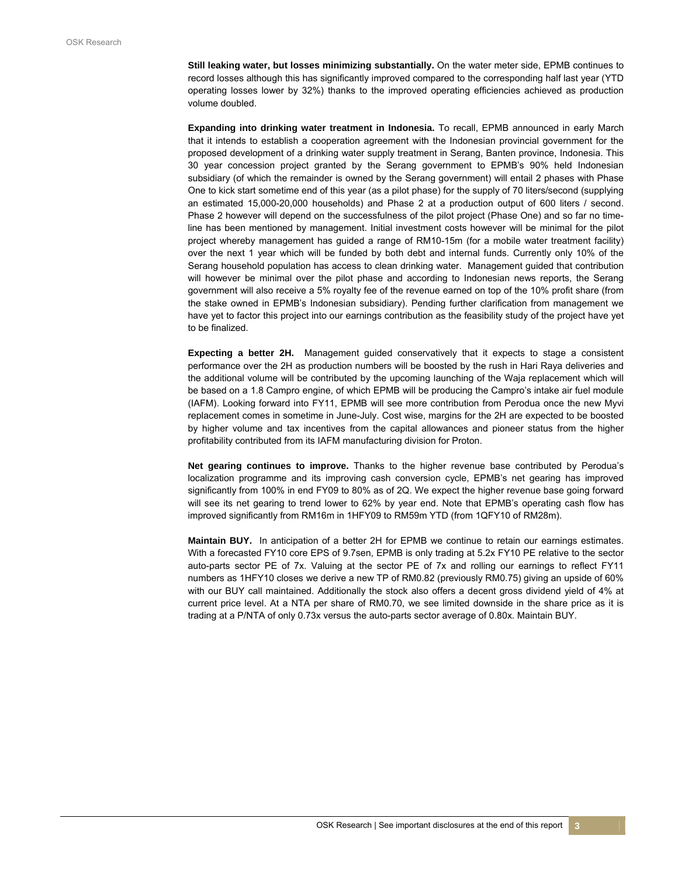**Still leaking water, but losses minimizing substantially.** On the water meter side, EPMB continues to record losses although this has significantly improved compared to the corresponding half last year (YTD operating losses lower by 32%) thanks to the improved operating efficiencies achieved as production volume doubled.

**Expanding into drinking water treatment in Indonesia.** To recall, EPMB announced in early March that it intends to establish a cooperation agreement with the Indonesian provincial government for the proposed development of a drinking water supply treatment in Serang, Banten province, Indonesia. This 30 year concession project granted by the Serang government to EPMB's 90% held Indonesian subsidiary (of which the remainder is owned by the Serang government) will entail 2 phases with Phase One to kick start sometime end of this year (as a pilot phase) for the supply of 70 liters/second (supplying an estimated 15,000-20,000 households) and Phase 2 at a production output of 600 liters / second. Phase 2 however will depend on the successfulness of the pilot project (Phase One) and so far no time-line has been mentioned by management. Initial investment costs however will be minimal for the pilot project whereby management has guided a range of RM10-15m (for a mobile water treatment facility) over the next 1 year which will be funded by both debt and internal funds. Currently only 10% of the Serang household population has access to clean drinking water. Management guided that contribution will however be minimal over the pilot phase and according to Indonesian news reports, the Serang government will also receive a 5% royalty fee of the revenue earned on top of the 10% profit share (from the stake owned in EPMB's Indonesian subsidiary). Pending further clarification from management we have yet to factor this project into our earnings contribution as the feasibility study of the project have yet to be finalized.

**Expecting a better 2H.** Management guided conservatively that it expects to stage a consistent performance over the 2H as production numbers will be boosted by the rush in Hari Raya deliveries and the additional volume will be contributed by the upcoming launching of the Waja replacement which will be based on a 1.8 Campro engine, of which EPMB will be producing the Campro's intake air fuel module (IAFM). Looking forward into FY11, EPMB will see more contribution from Perodua once the new Myvi replacement comes in sometime in June-July. Cost wise, margins for the 2H are expected to be boosted by higher volume and tax incentives from the capital allowances and pioneer status from the higher profitability contributed from its IAFM manufacturing division for Proton.

**Net gearing continues to improve.** Thanks to the higher revenue base contributed by Perodua's localization programme and its improving cash conversion cycle, EPMB's net gearing has improved significantly from 100% in end FY09 to 80% as of 2Q. We expect the higher revenue base going forward will see its net gearing to trend lower to 62% by year end. Note that EPMB's operating cash flow has improved significantly from RM16m in 1HFY09 to RM59m YTD (from 1QFY10 of RM28m).

**Maintain BUY.** In anticipation of a better 2H for EPMB we continue to retain our earnings estimates. With a forecasted FY10 core EPS of 9.7sen, EPMB is only trading at 5.2x FY10 PE relative to the sector auto-parts sector PE of 7x. Valuing at the sector PE of 7x and rolling our earnings to reflect FY11 numbers as 1HFY10 closes we derive a new TP of RM0.82 (previously RM0.75) giving an upside of 60% with our BUY call maintained. Additionally the stock also offers a decent gross dividend yield of 4% at current price level. At a NTA per share of RM0.70, we see limited downside in the share price as it is trading at a P/NTA of only 0.73x versus the auto-parts sector average of 0.80x. Maintain BUY.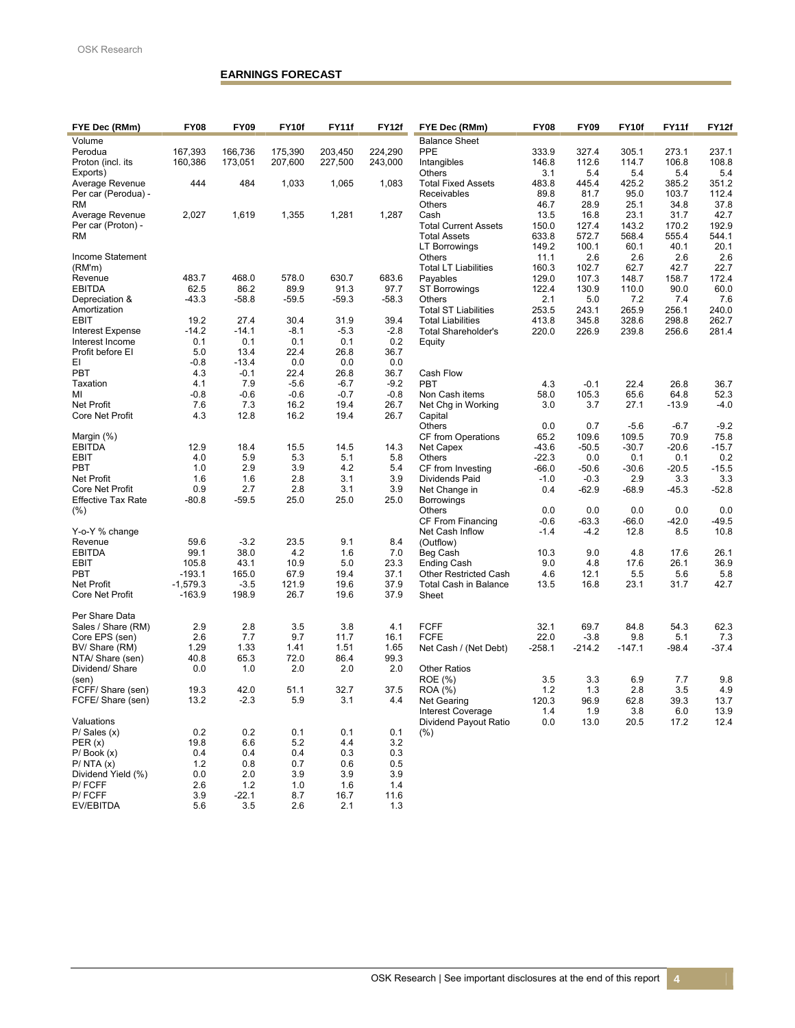## EARNINGS FORECAST

| FYE Dec (RMm) | FY08 | FY09 | FY10f | FY11f | FY12f |
|---|---|---|---|---|---|
| Volume | | | | | |
| Perodua | 167,393 | 166,736 | 175,390 | 203,450 | 224,290 |
| Proton (incl. its Exports) | 160,386 | 173,051 | 207,600 | 227,500 | 243,000 |
| Average Revenue Per car (Perodua) - RM | 444 | 484 | 1,033 | 1,065 | 1,083 |
| Average Revenue Per car (Proton) - RM | 2,027 | 1,619 | 1,355 | 1,281 | 1,287 |
| Income Statement (RM'm) | | | | | |
| Revenue | 483.7 | 468.0 | 578.0 | 630.7 | 683.6 |
| EBITDA | 62.5 | 86.2 | 89.9 | 91.3 | 97.7 |
| Depreciation & Amortization | -43.3 | -58.8 | -59.5 | -59.3 | -58.3 |
| EBIT | 19.2 | 27.4 | 30.4 | 31.9 | 39.4 |
| Interest Expense | -14.2 | -14.1 | -8.1 | -5.3 | -2.8 |
| Interest Income | 0.1 | 0.1 | 0.1 | 0.1 | 0.2 |
| Profit before EI | 5.0 | 13.4 | 22.4 | 26.8 | 36.7 |
| EI | -0.8 | -13.4 | 0.0 | 0.0 | 0.0 |
| PBT | 4.3 | -0.1 | 22.4 | 26.8 | 36.7 |
| Taxation | 4.1 | 7.9 | -5.6 | -6.7 | -9.2 |
| MI | -0.8 | -0.6 | -0.6 | -0.7 | -0.8 |
| Net Profit | 7.6 | 7.3 | 16.2 | 19.4 | 26.7 |
| Core Net Profit | 4.3 | 12.8 | 16.2 | 19.4 | 26.7 |
| Margin (%) | | | | | |
| EBITDA | 12.9 | 18.4 | 15.5 | 14.5 | 14.3 |
| EBIT | 4.0 | 5.9 | 5.3 | 5.1 | 5.8 |
| PBT | 1.0 | 2.9 | 3.9 | 4.2 | 5.4 |
| Net Profit | 1.6 | 1.6 | 2.8 | 3.1 | 3.9 |
| Core Net Profit | 0.9 | 2.7 | 2.8 | 3.1 | 3.9 |
| Effective Tax Rate (%) | -80.8 | -59.5 | 25.0 | 25.0 | 25.0 |
| Y-o-Y % change | | | | | |
| Revenue | 59.6 | -3.2 | 23.5 | 9.1 | 8.4 |
| EBITDA | 99.1 | 38.0 | 4.2 | 1.6 | 7.0 |
| EBIT | 105.8 | 43.1 | 10.9 | 5.0 | 23.3 |
| PBT | -193.1 | 165.0 | 67.9 | 19.4 | 37.1 |
| Net Profit | -1,579.3 | -3.5 | 121.9 | 19.6 | 37.9 |
| Core Net Profit | -163.9 | 198.9 | 26.7 | 19.6 | 37.9 |
| Per Share Data | | | | | |
| Sales / Share (RM) | 2.9 | 2.8 | 3.5 | 3.8 | 4.1 |
| Core EPS (sen) | 2.6 | 7.7 | 9.7 | 11.7 | 16.1 |
| BV/ Share (RM) | 1.29 | 1.33 | 1.41 | 1.51 | 1.65 |
| NTA/ Share (sen) | 40.8 | 65.3 | 72.0 | 86.4 | 99.3 |
| Dividend/ Share (sen) | 0.0 | 1.0 | 2.0 | 2.0 | 2.0 |
| FCFF/ Share (sen) | 19.3 | 42.0 | 51.1 | 32.7 | 37.5 |
| FCFE/ Share (sen) | 13.2 | -2.3 | 5.9 | 3.1 | 4.4 |
| Valuations | | | | | |
| P/ Sales (x) | 0.2 | 0.2 | 0.1 | 0.1 | 0.1 |
| PER (x) | 19.8 | 6.6 | 5.2 | 4.4 | 3.2 |
| P/ Book (x) | 0.4 | 0.4 | 0.4 | 0.3 | 0.3 |
| P/ NTA (x) | 1.2 | 0.8 | 0.7 | 0.6 | 0.5 |
| Dividend Yield (%) | 0.0 | 2.0 | 3.9 | 3.9 | 3.9 |
| P/ FCFF | 2.6 | 1.2 | 1.0 | 1.6 | 1.4 |
| P/ FCFF | 3.9 | -22.1 | 8.7 | 16.7 | 11.6 |
| EV/EBITDA | 5.6 | 3.5 | 2.6 | 2.1 | 1.3 |

| FYE Dec (RMm) | FY08 | FY09 | FY10f | FY11f | FY12f |
|---|---|---|---|---|---|
| Balance Sheet | | | | | |
| PPE | 333.9 | 327.4 | 305.1 | 273.1 | 237.1 |
| Intangibles | 146.8 | 112.6 | 114.7 | 106.8 | 108.8 |
| Others | 3.1 | 5.4 | 5.4 | 5.4 | 5.4 |
| Total Fixed Assets | 483.8 | 445.4 | 425.2 | 385.2 | 351.2 |
| Receivables | 89.8 | 81.7 | 95.0 | 103.7 | 112.4 |
| Others | 46.7 | 28.9 | 25.1 | 34.8 | 37.8 |
| Cash | 13.5 | 16.8 | 23.1 | 31.7 | 42.7 |
| Total Current Assets | 150.0 | 127.4 | 143.2 | 170.2 | 192.9 |
| Total Assets | 633.8 | 572.7 | 568.4 | 555.4 | 544.1 |
| LT Borrowings | 149.2 | 100.1 | 60.1 | 40.1 | 20.1 |
| Others | 11.1 | 2.6 | 2.6 | 2.6 | 2.6 |
| Total LT Liabilities | 160.3 | 102.7 | 62.7 | 42.7 | 22.7 |
| Payables | 129.0 | 107.3 | 148.7 | 158.7 | 172.4 |
| ST Borrowings | 122.4 | 130.9 | 110.0 | 90.0 | 60.0 |
| Others | 2.1 | 5.0 | 7.2 | 7.4 | 7.6 |
| Total ST Liabilities | 253.5 | 243.1 | 265.9 | 256.1 | 240.0 |
| Total Liabilities | 413.8 | 345.8 | 328.6 | 298.8 | 262.7 |
| Total Shareholder's Equity | 220.0 | 226.9 | 239.8 | 256.6 | 281.4 |
| Cash Flow | | | | | |
| PBT | 4.3 | -0.1 | 22.4 | 26.8 | 36.7 |
| Non Cash items | 58.0 | 105.3 | 65.6 | 64.8 | 52.3 |
| Net Chg in Working Capital | 3.0 | 3.7 | 27.1 | -13.9 | -4.0 |
| Others | 0.0 | 0.7 | -5.6 | -6.7 | -9.2 |
| CF from Operations | 65.2 | 109.6 | 109.5 | 70.9 | 75.8 |
| Net Capex | -43.6 | -50.5 | -30.7 | -20.6 | -15.7 |
| Others | -22.3 | 0.0 | 0.1 | 0.1 | 0.2 |
| CF from Investing | -66.0 | -50.6 | -30.6 | -20.5 | -15.5 |
| Dividends Paid | -1.0 | -0.3 | 2.9 | 3.3 | 3.3 |
| Net Change in Borrowings | 0.4 | -62.9 | -68.9 | -45.3 | -52.8 |
| Others | 0.0 | 0.0 | 0.0 | 0.0 | 0.0 |
| CF From Financing | -0.6 | -63.3 | -66.0 | -42.0 | -49.5 |
| Net Cash Inflow (Outflow) | -1.4 | -4.2 | 12.8 | 8.5 | 10.8 |
| Beg Cash | 10.3 | 9.0 | 4.8 | 17.6 | 26.1 |
| Ending Cash | 9.0 | 4.8 | 17.6 | 26.1 | 36.9 |
| Other Restricted Cash | 4.6 | 12.1 | 5.5 | 5.6 | 5.8 |
| Total Cash in Balance Sheet | 13.5 | 16.8 | 23.1 | 31.7 | 42.7 |
| FCFF | 32.1 | 69.7 | 84.8 | 54.3 | 62.3 |
| FCFE | 22.0 | -3.8 | 9.8 | 5.1 | 7.3 |
| Net Cash / (Net Debt) | -258.1 | -214.2 | -147.1 | -98.4 | -37.4 |
| Other Ratios | | | | | |
| ROE (%) | 3.5 | 3.3 | 6.9 | 7.7 | 9.8 |
| ROA (%) | 1.2 | 1.3 | 2.8 | 3.5 | 4.9 |
| Net Gearing | 120.3 | 96.9 | 62.8 | 39.3 | 13.7 |
| Interest Coverage | 1.4 | 1.9 | 3.8 | 6.0 | 13.9 |
| Dividend Payout Ratio (%) | 0.0 | 13.0 | 20.5 | 17.2 | 12.4 |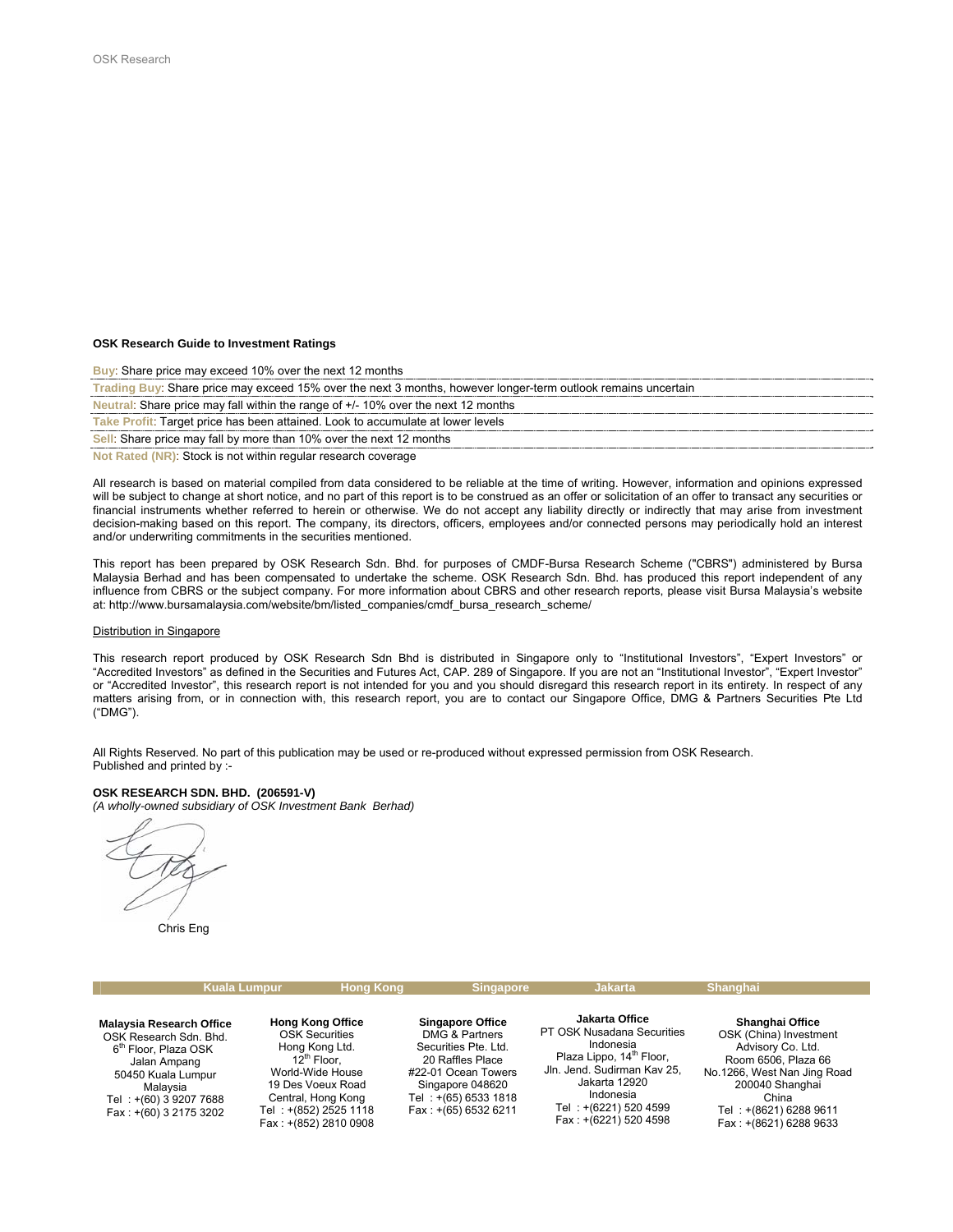**OSK Research Guide to Investment Ratings**

**Buy**: Share price may exceed 10% over the next 12 months

**Trading Buy**: Share price may exceed 15% over the next 3 months, however longer-term outlook remains uncertain

**Neutral**: Share price may fall within the range of +/- 10% over the next 12 months

**Take Profit**: Target price has been attained. Look to accumulate at lower levels

**Sell**: Share price may fall by more than 10% over the next 12 months

**Not Rated (NR)**: Stock is not within regular research coverage

All research is based on material compiled from data considered to be reliable at the time of writing. However, information and opinions expressed will be subject to change at short notice, and no part of this report is to be construed as an offer or solicitation of an offer to transact any securities or financial instruments whether referred to herein or otherwise. We do not accept any liability directly or indirectly that may arise from investment decision-making based on this report. The company, its directors, officers, employees and/or connected persons may periodically hold an interest and/or underwriting commitments in the securities mentioned.

This report has been prepared by OSK Research Sdn. Bhd. for purposes of CMDF-Bursa Research Scheme ("CBRS") administered by Bursa Malaysia Berhad and has been compensated to undertake the scheme. OSK Research Sdn. Bhd. has produced this report independent of any influence from CBRS or the subject company. For more information about CBRS and other research reports, please visit Bursa Malaysia's website at: http://www.bursamalaysia.com/website/bm/listed_companies/cmdf_bursa_research_scheme/

Distribution in Singapore

This research report produced by OSK Research Sdn Bhd is distributed in Singapore only to "Institutional Investors", "Expert Investors" or "Accredited Investors" as defined in the Securities and Futures Act, CAP. 289 of Singapore. If you are not an "Institutional Investor", "Expert Investor" or "Accredited Investor", this research report is not intended for you and you should disregard this research report in its entirety. In respect of any matters arising from, or in connection with, this research report, you are to contact our Singapore Office, DMG & Partners Securities Pte Ltd ("DMG").

All Rights Reserved. No part of this publication may be used or re-produced without expressed permission from OSK Research.
Published and printed by :-

**OSK RESEARCH SDN. BHD. (206591-V)**
*(A wholly-owned subsidiary of OSK Investment Bank Berhad)*

Chris Eng

| Kuala Lumpur | Hong Kong | Singapore | Jakarta | Shanghai |
|---|---|---|---|---|
| **Malaysia Research Office**<br>OSK Research Sdn. Bhd.<br>6th Floor, Plaza OSK<br>Jalan Ampang<br>50450 Kuala Lumpur<br>Malaysia<br>Tel : +(60) 3 9207 7688<br>Fax : +(60) 3 2175 3202 | **Hong Kong Office**<br>OSK Securities<br>Hong Kong Ltd.<br>12th Floor,<br>World-Wide House<br>19 Des Voeux Road<br>Central, Hong Kong<br>Tel : +(852) 2525 1118<br>Fax : +(852) 2810 0908 | **Singapore Office**<br>DMG & Partners<br>Securities Pte. Ltd.<br>20 Raffles Place<br>#22-01 Ocean Towers<br>Singapore 048620<br>Tel : +(65) 6533 1818<br>Fax : +(65) 6532 6211 | **Jakarta Office**<br>PT OSK Nusadana Securities<br>Indonesia<br>Plaza Lippo, 14th Floor,<br>Jln. Jend. Sudirman Kav 25,<br>Jakarta 12920<br>Indonesia<br>Tel : +(6221) 520 4599<br>Fax : +(6221) 520 4598 | **Shanghai Office**<br>OSK (China) Investment<br>Advisory Co. Ltd.<br>Room 6506, Plaza 66<br>No.1266, West Nan Jing Road<br>200040 Shanghai<br>China<br>Tel : +(8621) 6288 9611<br>Fax : +(8621) 6288 9633 |